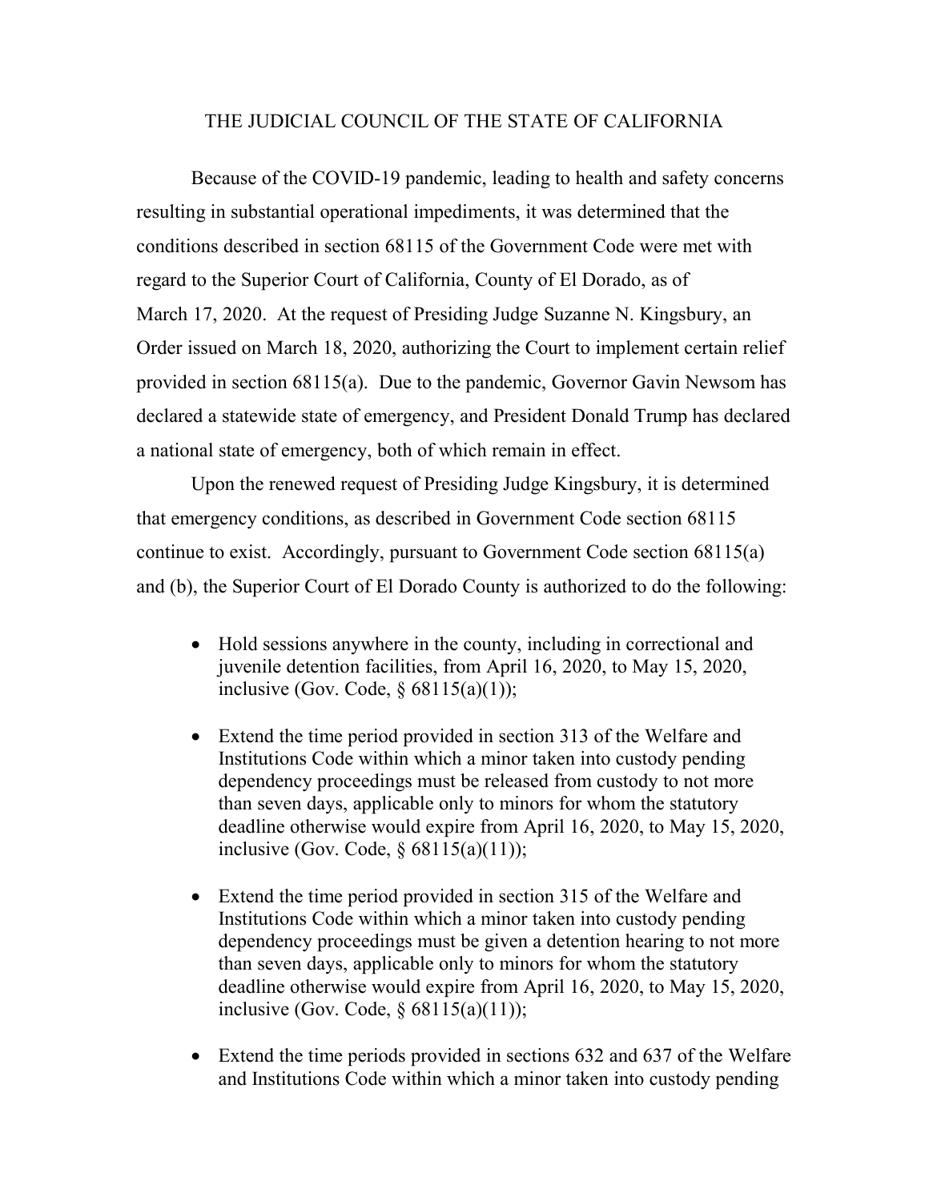# THE JUDICIAL COUNCIL OF THE STATE OF CALIFORNIA

Because of the COVID-19 pandemic, leading to health and safety concerns resulting in substantial operational impediments, it was determined that the conditions described in section 68115 of the Government Code were met with regard to the Superior Court of California, County of El Dorado, as of March 17, 2020. At the request of Presiding Judge Suzanne N. Kingsbury, an Order issued on March 18, 2020, authorizing the Court to implement certain relief provided in section 68115(a). Due to the pandemic, Governor Gavin Newsom has declared a statewide state of emergency, and President Donald Trump has declared a national state of emergency, both of which remain in effect.

Upon the renewed request of Presiding Judge Kingsbury, it is determined that emergency conditions, as described in Government Code section 68115 continue to exist. Accordingly, pursuant to Government Code section 68115(a) and (b), the Superior Court of El Dorado County is authorized to do the following:

- Hold sessions anywhere in the county, including in correctional and juvenile detention facilities, from April 16, 2020, to May 15, 2020, inclusive (Gov. Code, § 68115(a)(1));

- Extend the time period provided in section 313 of the Welfare and Institutions Code within which a minor taken into custody pending dependency proceedings must be released from custody to not more than seven days, applicable only to minors for whom the statutory deadline otherwise would expire from April 16, 2020, to May 15, 2020, inclusive (Gov. Code, § 68115(a)(11));

- Extend the time period provided in section 315 of the Welfare and Institutions Code within which a minor taken into custody pending dependency proceedings must be given a detention hearing to not more than seven days, applicable only to minors for whom the statutory deadline otherwise would expire from April 16, 2020, to May 15, 2020, inclusive (Gov. Code, § 68115(a)(11));

- Extend the time periods provided in sections 632 and 637 of the Welfare and Institutions Code within which a minor taken into custody pending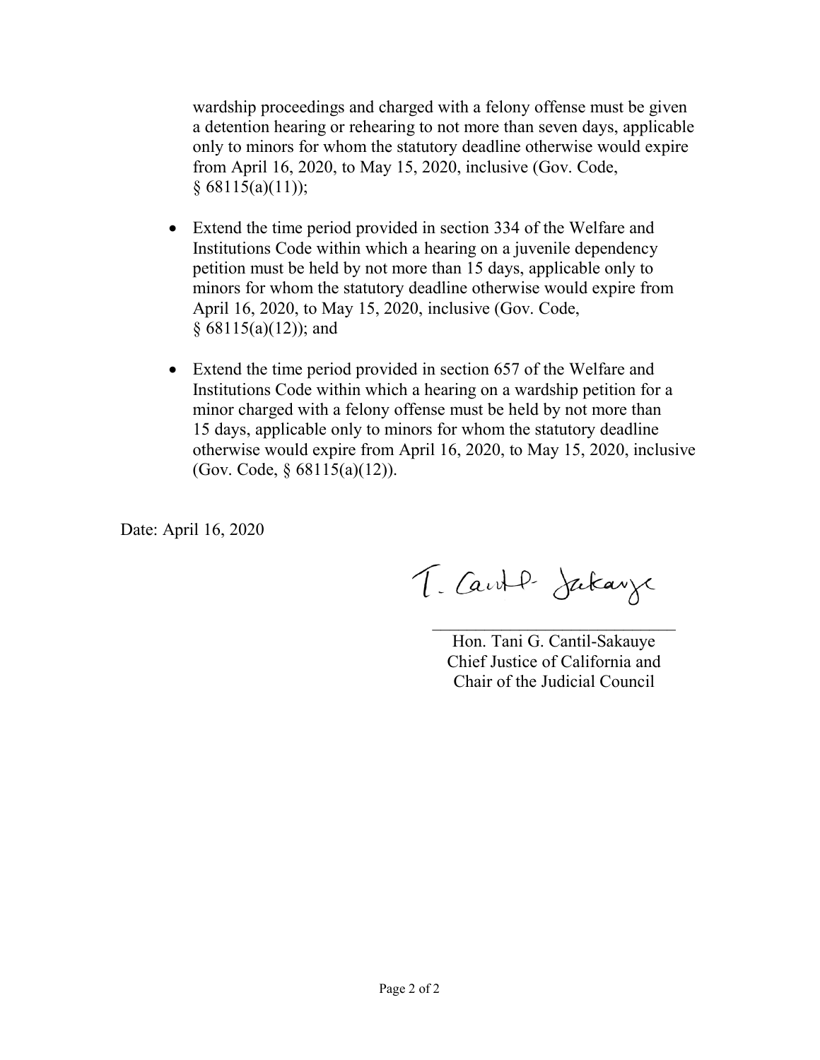wardship proceedings and charged with a felony offense must be given a detention hearing or rehearing to not more than seven days, applicable only to minors for whom the statutory deadline otherwise would expire from April 16, 2020, to May 15, 2020, inclusive (Gov. Code, § 68115(a)(11));

- Extend the time period provided in section 334 of the Welfare and Institutions Code within which a hearing on a juvenile dependency petition must be held by not more than 15 days, applicable only to minors for whom the statutory deadline otherwise would expire from April 16, 2020, to May 15, 2020, inclusive (Gov. Code, § 68115(a)(12)); and

- Extend the time period provided in section 657 of the Welfare and Institutions Code within which a hearing on a wardship petition for a minor charged with a felony offense must be held by not more than 15 days, applicable only to minors for whom the statutory deadline otherwise would expire from April 16, 2020, to May 15, 2020, inclusive (Gov. Code, § 68115(a)(12)).

Date: April 16, 2020

T. Cantil-Sakauye

Hon. Tani G. Cantil-Sakauye
Chief Justice of California and
Chair of the Judicial Council